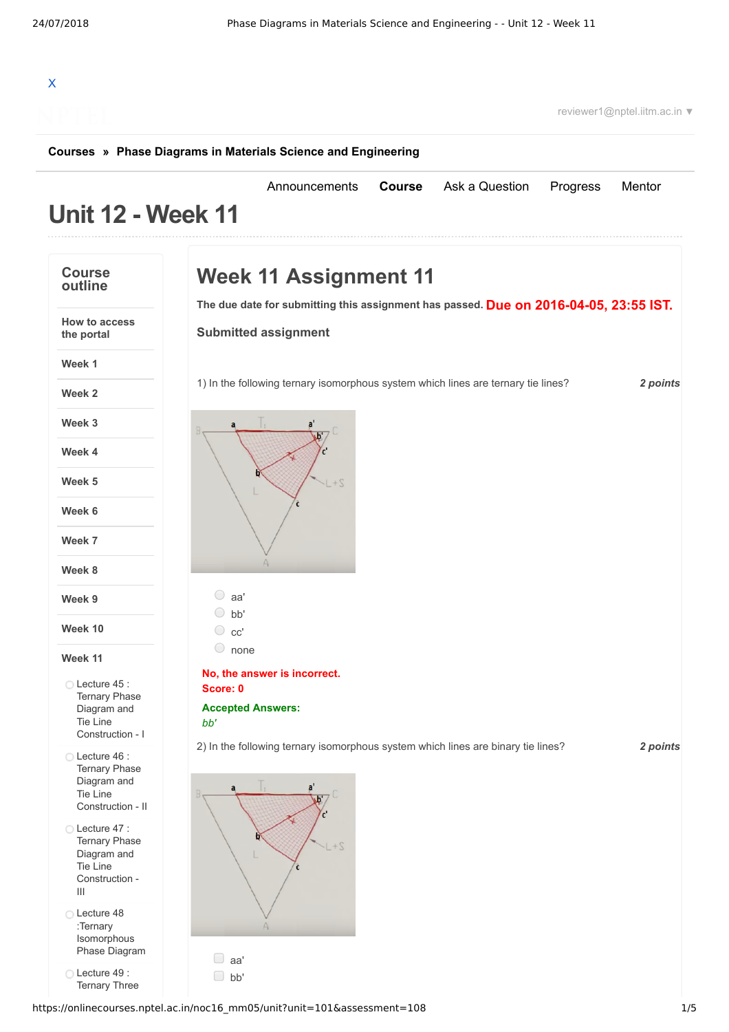X

Courses » Phase Diagrams in Materials Science and Engineering

Announcements **Course** Ask a Question Progress Mentor

# Unit 12 - Week 11

**Course outline**

- How to access the portal
- Week 1
- Week 2
- Week 3
- Week 4
- Week 5
- Week 6
- Week 7
- Week 8
- Week 9
- Week 10
- Week 11
  - Lecture 45 : Ternary Phase Diagram and Tie Line Construction - I
  - Lecture 46 : Ternary Phase Diagram and Tie Line Construction - II
  - Lecture 47 : Ternary Phase Diagram and Tie Line Construction - III
  - Lecture 48 :Ternary Isomorphous Phase Diagram
  - Lecture 49 : Ternary Three

## Week 11 Assignment 11

**The due date for submitting this assignment has passed.** Due on 2016-04-05, 23:55 IST.

**Submitted assignment**

1) In the following ternary isomorphous system which lines are ternary tie lines? *2 points*

- aa'
- bb'
- cc'
- none

**No, the answer is incorrect.**
**Score: 0**

**Accepted Answers:**
*bb'*

2) In the following ternary isomorphous system which lines are binary tie lines? *2 points*

- aa'
- bb'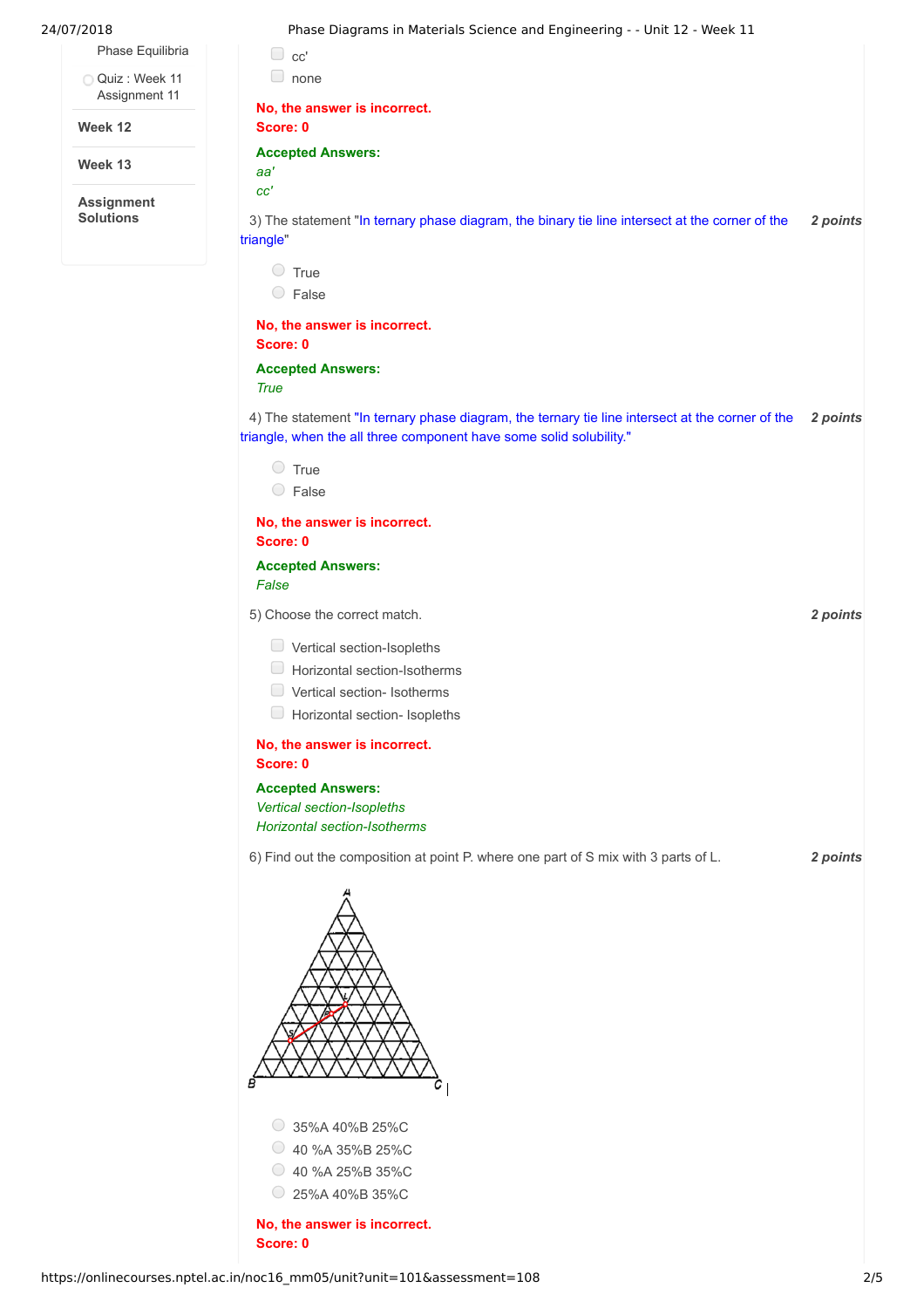- cc'
- none

**No, the answer is incorrect.**
**Score: 0**

**Accepted Answers:**
*aa'*
*cc'*

3) The statement "In ternary phase diagram, the binary tie line intersect at the corner of the triangle" **2 points**

- True
- False

**No, the answer is incorrect.**
**Score: 0**

**Accepted Answers:**
*True*

4) The statement "In ternary phase diagram, the ternary tie line intersect at the corner of the triangle, when the all three component have some solid solubility." **2 points**

- True
- False

**No, the answer is incorrect.**
**Score: 0**

**Accepted Answers:**
*False*

5) Choose the correct match. **2 points**

- Vertical section-Isopleths
- Horizontal section-Isotherms
- Vertical section- Isotherms
- Horizontal section- Isopleths

**No, the answer is incorrect.**
**Score: 0**

**Accepted Answers:**
*Vertical section-Isopleths*
*Horizontal section-Isotherms*

6) Find out the composition at point P. where one part of S mix with 3 parts of L. **2 points**

- 35%A 40%B 25%C
- 40 %A 35%B 25%C
- 40 %A 25%B 35%C
- 25%A 40%B 35%C

**No, the answer is incorrect.**
**Score: 0**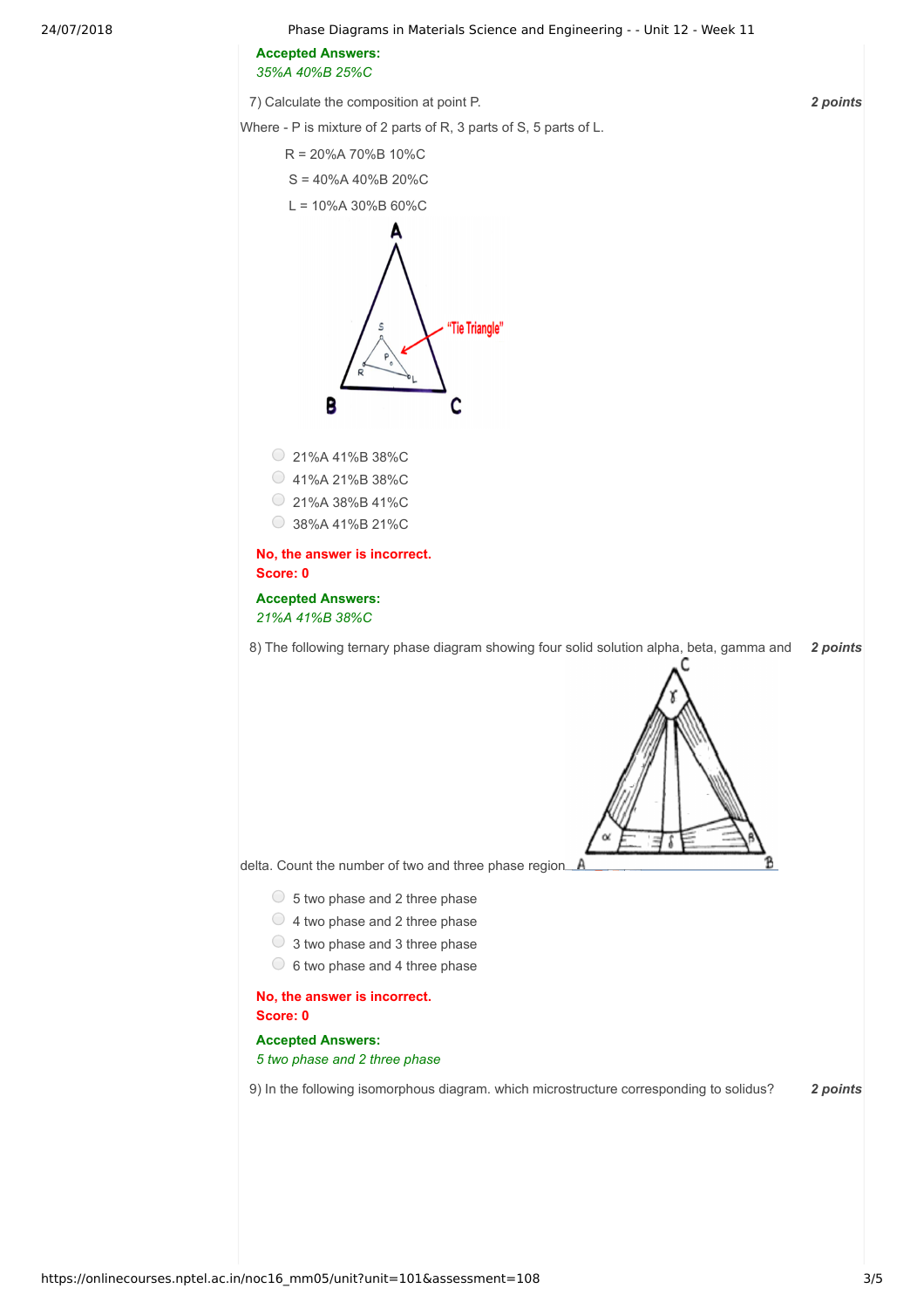**Accepted Answers:**
*35%A 40%B 25%C*

7) Calculate the composition at point P. **2 points**

Where - P is mixture of 2 parts of R, 3 parts of S, 5 parts of L.

R = 20%A 70%B 10%C

S = 40%A 40%B 20%C

L = 10%A 30%B 60%C

- 21%A 41%B 38%C
- 41%A 21%B 38%C
- 21%A 38%B 41%C
- 38%A 41%B 21%C

**No, the answer is incorrect.**
**Score: 0**

**Accepted Answers:**
*21%A 41%B 38%C*

8) The following ternary phase diagram showing four solid solution alpha, beta, gamma and delta. Count the number of two and three phase region **2 points**

- 5 two phase and 2 three phase
- 4 two phase and 2 three phase
- 3 two phase and 3 three phase
- 6 two phase and 4 three phase

**No, the answer is incorrect.**
**Score: 0**

**Accepted Answers:**
*5 two phase and 2 three phase*

9) In the following isomorphous diagram. which microstructure corresponding to solidus? **2 points**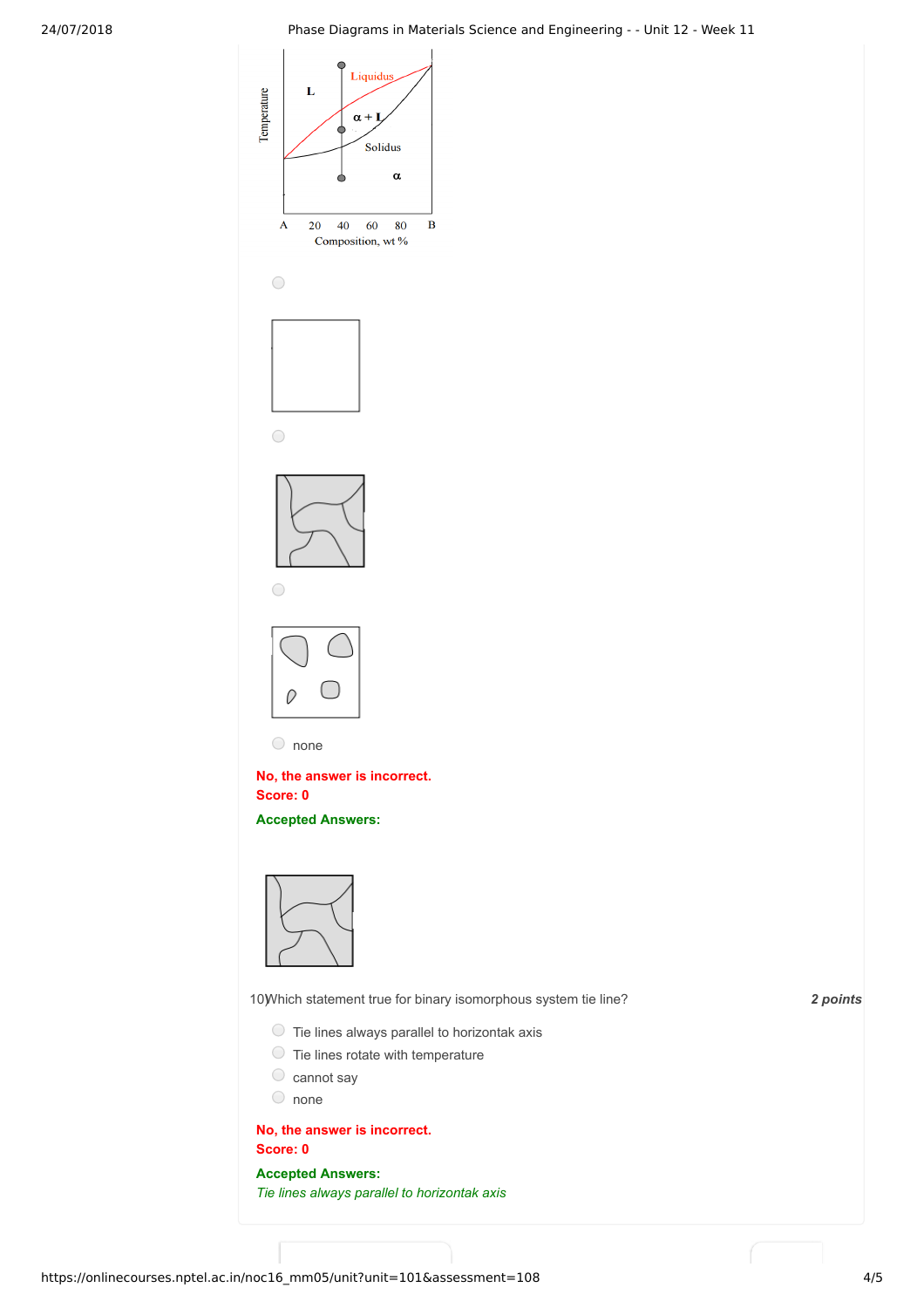Temperature

L

Liquidus

α + L

Solidus

α

A 20 40 60 80 B

Composition, wt %

- ( )
- ( )
- ( )
- ( ) none

**No, the answer is incorrect.**
**Score: 0**

**Accepted Answers:**

10) Which statement true for binary isomorphous system tie line? ***2 points***

- ( ) Tie lines always parallel to horizontak axis
- ( ) Tie lines rotate with temperature
- ( ) cannot say
- ( ) none

**No, the answer is incorrect.**
**Score: 0**

**Accepted Answers:**
*Tie lines always parallel to horizontak axis*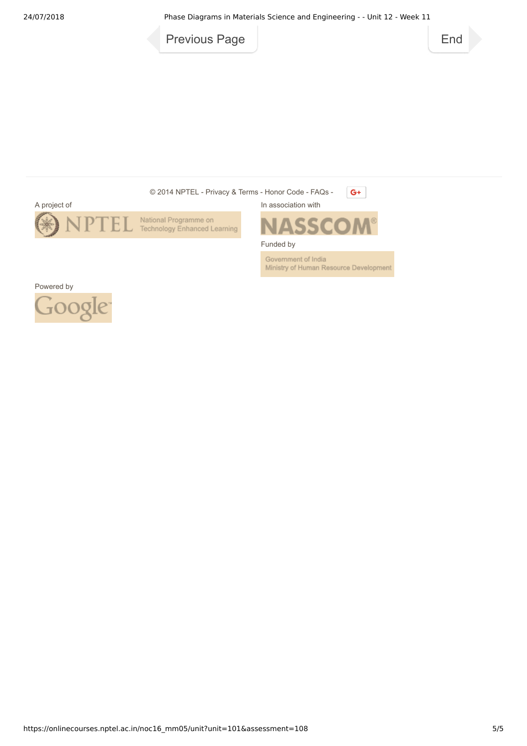Previous Page

End

© 2014 NPTEL - Privacy & Terms - Honor Code - FAQs -

A project of

NPTEL National Programme on Technology Enhanced Learning

In association with

NASSCOM®

Funded by

Government of India
Ministry of Human Resource Development

Powered by

Google